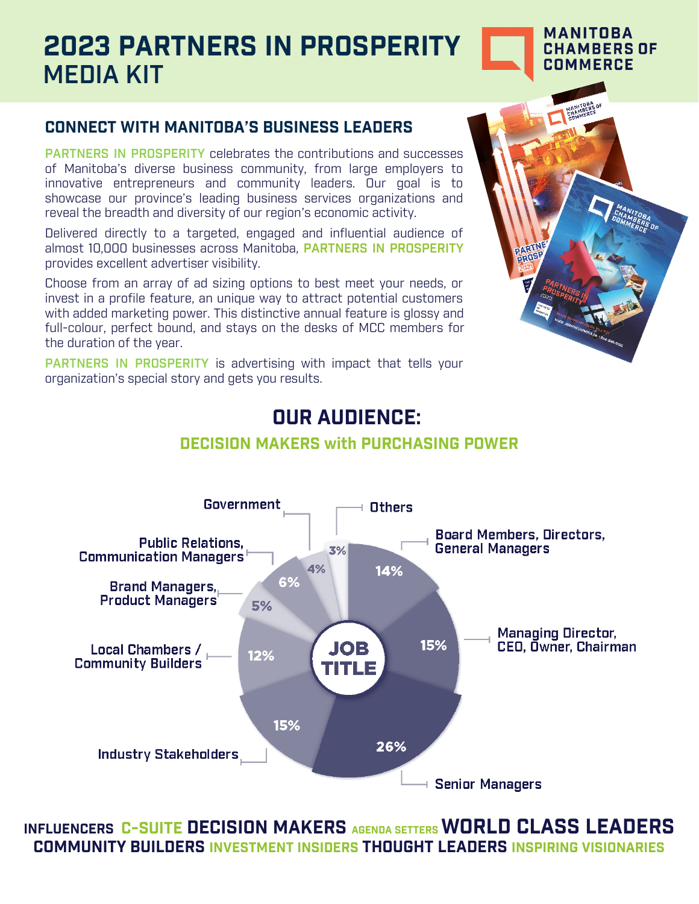# 2023 PARTNERS IN PROSPERITY MEDIA KIT

MANITOBA CHAMBERS OF COMMERCE

## CONNECT WITH MANITOBA'S BUSINESS LEADERS

**PARTNERS IN PROSPERITY** celebrates the contributions and successes of Manitoba's diverse business community, from large employers to innovative entrepreneurs and community leaders. Our goal is to showcase our province's leading business services organizations and reveal the breadth and diversity of our region's economic activity.

Delivered directly to a targeted, engaged and influential audience of almost 10,000 businesses across Manitoba, **PARTNERS IN PROSPERITY** provides excellent advertiser visibility.

Choose from an array of ad sizing options to best meet your needs, or invest in a profile feature, an unique way to attract potential customers with added marketing power. This distinctive annual feature is glossy and full-colour, perfect bound, and stays on the desks of MCC members for the duration of the year.

**PARTNERS IN PROSPERITY** is advertising with impact that tells your organization's special story and gets you results.

## OUR AUDIENCE:

### DECISION MAKERS with PURCHASING POWER

**JOB TITLE**

| Job Title | Percentage |
|---|---|
| Board Members, Directors, General Managers | 14% |
| Managing Director, CEO, Owner, Chairman | 15% |
| Senior Managers | 26% |
| Industry Stakeholders | 15% |
| Local Chambers / Community Builders | 12% |
| Brand Managers, Product Managers | 5% |
| Public Relations, Communication Managers | 6% |
| Government | 4% |
| Others | 3% |

**INFLUENCERS C-SUITE DECISION MAKERS AGENDA SETTERS WORLD CLASS LEADERS COMMUNITY BUILDERS INVESTMENT INSIDERS THOUGHT LEADERS INSPIRING VISIONARIES**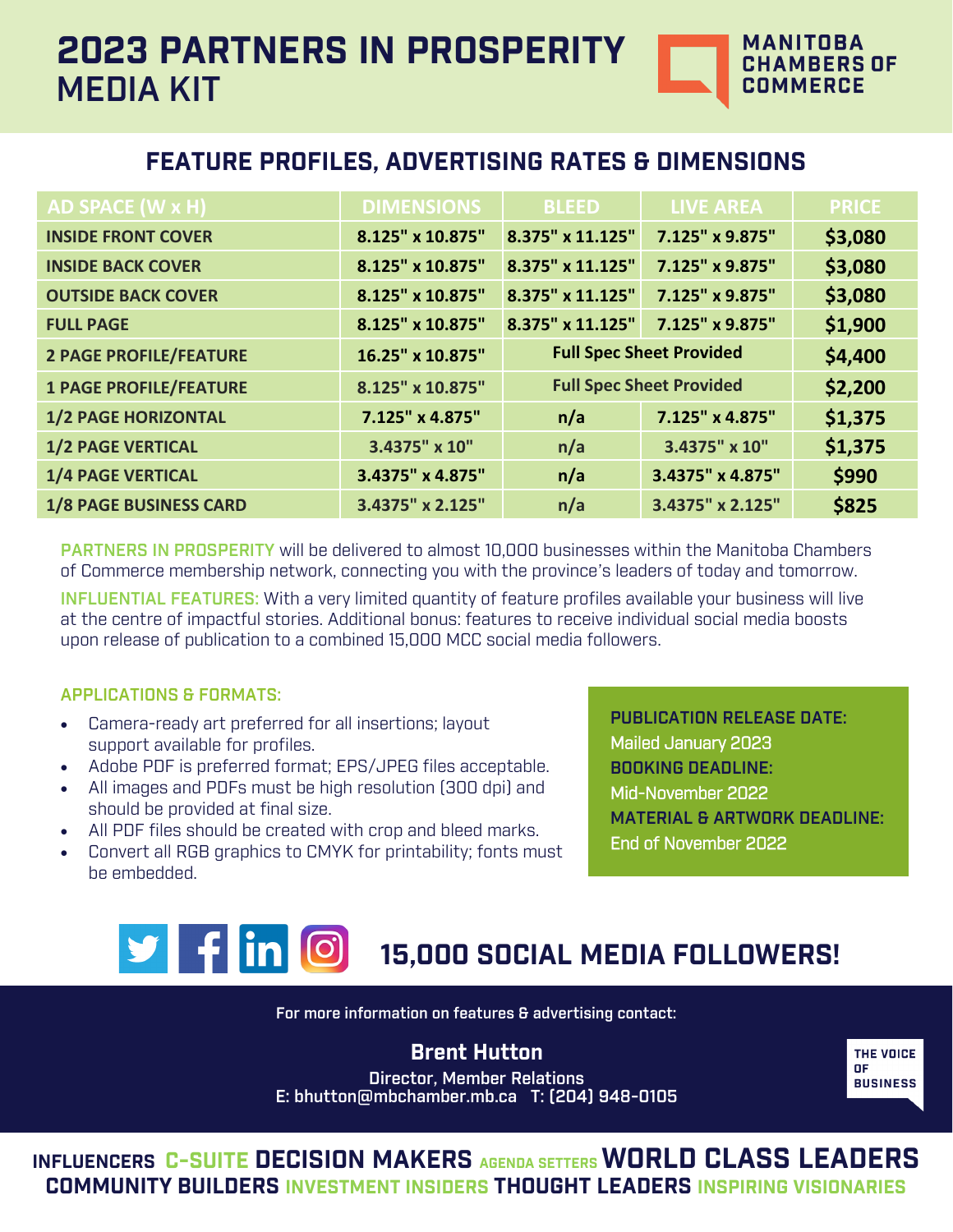# 2023 PARTNERS IN PROSPERITY MEDIA KIT

MANITOBA CHAMBERS OF COMMERCE

## FEATURE PROFILES, ADVERTISING RATES & DIMENSIONS

| AD SPACE (W x H) | DIMENSIONS | BLEED | LIVE AREA | PRICE |
|---|---|---|---|---|
| INSIDE FRONT COVER | 8.125" x 10.875" | 8.375" x 11.125" | 7.125" x 9.875" | $3,080 |
| INSIDE BACK COVER | 8.125" x 10.875" | 8.375" x 11.125" | 7.125" x 9.875" | $3,080 |
| OUTSIDE BACK COVER | 8.125" x 10.875" | 8.375" x 11.125" | 7.125" x 9.875" | $3,080 |
| FULL PAGE | 8.125" x 10.875" | 8.375" x 11.125" | 7.125" x 9.875" | $1,900 |
| 2 PAGE PROFILE/FEATURE | 16.25" x 10.875" | Full Spec Sheet Provided | | $4,400 |
| 1 PAGE PROFILE/FEATURE | 8.125" x 10.875" | Full Spec Sheet Provided | | $2,200 |
| 1/2 PAGE HORIZONTAL | 7.125" x 4.875" | n/a | 7.125" x 4.875" | $1,375 |
| 1/2 PAGE VERTICAL | 3.4375" x 10" | n/a | 3.4375" x 10" | $1,375 |
| 1/4 PAGE VERTICAL | 3.4375" x 4.875" | n/a | 3.4375" x 4.875" | $990 |
| 1/8 PAGE BUSINESS CARD | 3.4375" x 2.125" | n/a | 3.4375" x 2.125" | $825 |

**PARTNERS IN PROSPERITY** will be delivered to almost 10,000 businesses within the Manitoba Chambers of Commerce membership network, connecting you with the province's leaders of today and tomorrow.

**INFLUENTIAL FEATURES:** With a very limited quantity of feature profiles available your business will live at the centre of impactful stories. Additional bonus: features to receive individual social media boosts upon release of publication to a combined 15,000 MCC social media followers.

### APPLICATIONS & FORMATS:

- Camera-ready art preferred for all insertions; layout support available for profiles.
- Adobe PDF is preferred format; EPS/JPEG files acceptable.
- All images and PDFs must be high resolution (300 dpi) and should be provided at final size.
- All PDF files should be created with crop and bleed marks.
- Convert all RGB graphics to CMYK for printability; fonts must be embedded.

**PUBLICATION RELEASE DATE:**
Mailed January 2023

**BOOKING DEADLINE:**
Mid-November 2022

**MATERIAL & ARTWORK DEADLINE:**
End of November 2022

## 15,000 SOCIAL MEDIA FOLLOWERS!

For more information on features & advertising contact:

**Brent Hutton**
Director, Member Relations
E: bhutton@mbchamber.mb.ca T: (204) 948-0105

THE VOICE OF BUSINESS

INFLUENCERS C-SUITE DECISION MAKERS AGENDA SETTERS WORLD CLASS LEADERS COMMUNITY BUILDERS INVESTMENT INSIDERS THOUGHT LEADERS INSPIRING VISIONARIES